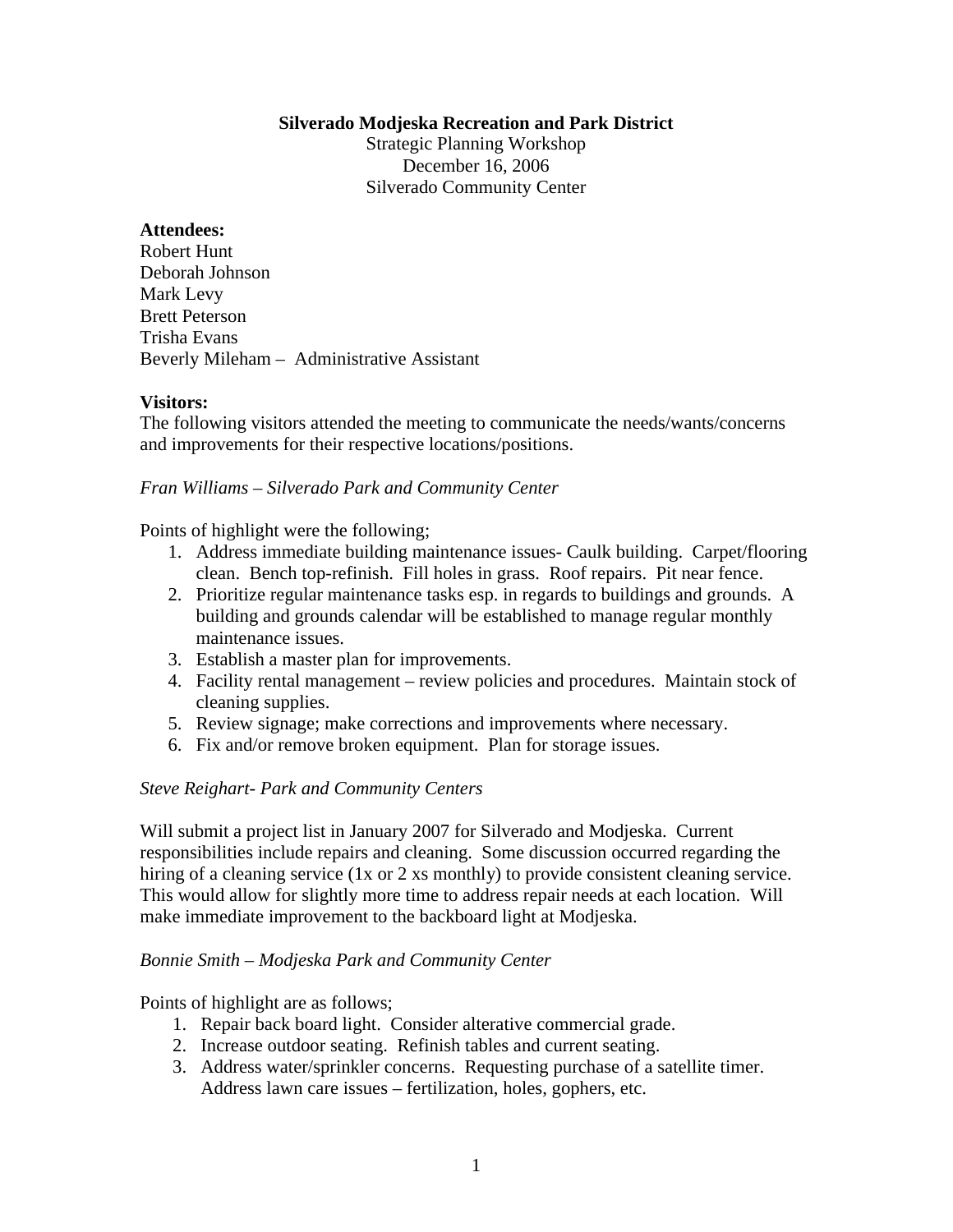**Silverado Modjeska Recreation and Park District**

Strategic Planning Workshop
December 16, 2006
Silverado Community Center

**Attendees:**
Robert Hunt
Deborah Johnson
Mark Levy
Brett Peterson
Trisha Evans
Beverly Mileham – Administrative Assistant

**Visitors:**
The following visitors attended the meeting to communicate the needs/wants/concerns and improvements for their respective locations/positions.

*Fran Williams – Silverado Park and Community Center*

Points of highlight were the following;

1. Address immediate building maintenance issues- Caulk building. Carpet/flooring clean. Bench top-refinish. Fill holes in grass. Roof repairs. Pit near fence.
2. Prioritize regular maintenance tasks esp. in regards to buildings and grounds. A building and grounds calendar will be established to manage regular monthly maintenance issues.
3. Establish a master plan for improvements.
4. Facility rental management – review policies and procedures. Maintain stock of cleaning supplies.
5. Review signage; make corrections and improvements where necessary.
6. Fix and/or remove broken equipment. Plan for storage issues.

*Steve Reighart- Park and Community Centers*

Will submit a project list in January 2007 for Silverado and Modjeska. Current responsibilities include repairs and cleaning. Some discussion occurred regarding the hiring of a cleaning service (1x or 2 xs monthly) to provide consistent cleaning service. This would allow for slightly more time to address repair needs at each location. Will make immediate improvement to the backboard light at Modjeska.

*Bonnie Smith – Modjeska Park and Community Center*

Points of highlight are as follows;

1. Repair back board light. Consider alterative commercial grade.
2. Increase outdoor seating. Refinish tables and current seating.
3. Address water/sprinkler concerns. Requesting purchase of a satellite timer. Address lawn care issues – fertilization, holes, gophers, etc.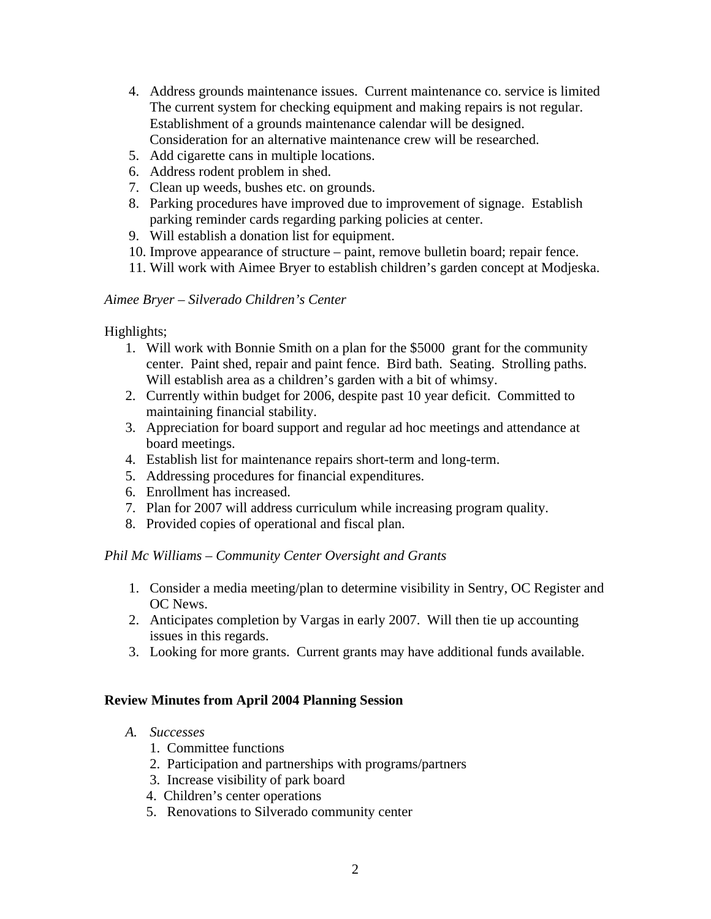4. Address grounds maintenance issues. Current maintenance co. service is limited The current system for checking equipment and making repairs is not regular. Establishment of a grounds maintenance calendar will be designed. Consideration for an alternative maintenance crew will be researched.
5. Add cigarette cans in multiple locations.
6. Address rodent problem in shed.
7. Clean up weeds, bushes etc. on grounds.
8. Parking procedures have improved due to improvement of signage. Establish parking reminder cards regarding parking policies at center.
9. Will establish a donation list for equipment.
10. Improve appearance of structure – paint, remove bulletin board; repair fence.
11. Will work with Aimee Bryer to establish children's garden concept at Modjeska.

*Aimee Bryer – Silverado Children's Center*

Highlights;

1. Will work with Bonnie Smith on a plan for the $5000 grant for the community center. Paint shed, repair and paint fence. Bird bath. Seating. Strolling paths. Will establish area as a children's garden with a bit of whimsy.
2. Currently within budget for 2006, despite past 10 year deficit. Committed to maintaining financial stability.
3. Appreciation for board support and regular ad hoc meetings and attendance at board meetings.
4. Establish list for maintenance repairs short-term and long-term.
5. Addressing procedures for financial expenditures.
6. Enrollment has increased.
7. Plan for 2007 will address curriculum while increasing program quality.
8. Provided copies of operational and fiscal plan.

*Phil Mc Williams – Community Center Oversight and Grants*

1. Consider a media meeting/plan to determine visibility in Sentry, OC Register and OC News.
2. Anticipates completion by Vargas in early 2007. Will then tie up accounting issues in this regards.
3. Looking for more grants. Current grants may have additional funds available.

**Review Minutes from April 2004 Planning Session**

*A. Successes*

1. Committee functions
2. Participation and partnerships with programs/partners
3. Increase visibility of park board
4. Children's center operations
5. Renovations to Silverado community center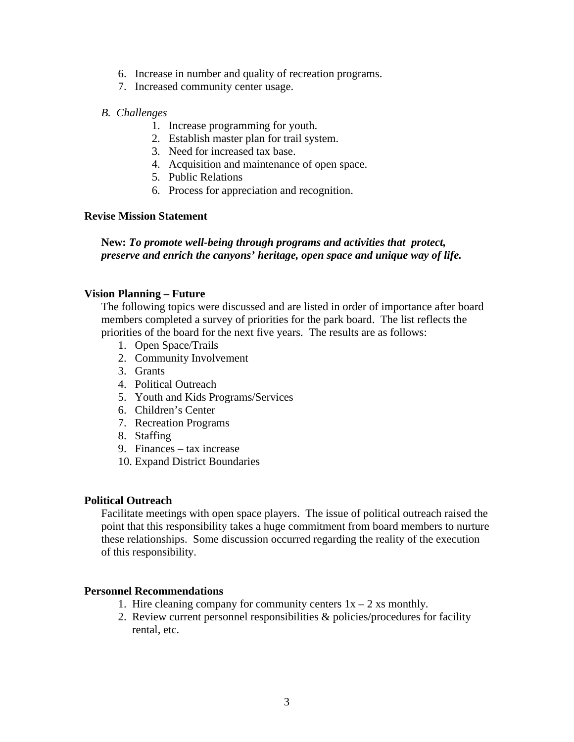6. Increase in number and quality of recreation programs.
7. Increased community center usage.

*B. Challenges*

1. Increase programming for youth.
2. Establish master plan for trail system.
3. Need for increased tax base.
4. Acquisition and maintenance of open space.
5. Public Relations
6. Process for appreciation and recognition.

**Revise Mission Statement**

**New:** ***To promote well-being through programs and activities that protect, preserve and enrich the canyons' heritage, open space and unique way of life.***

**Vision Planning – Future**

The following topics were discussed and are listed in order of importance after board members completed a survey of priorities for the park board. The list reflects the priorities of the board for the next five years. The results are as follows:

1. Open Space/Trails
2. Community Involvement
3. Grants
4. Political Outreach
5. Youth and Kids Programs/Services
6. Children's Center
7. Recreation Programs
8. Staffing
9. Finances – tax increase
10. Expand District Boundaries

**Political Outreach**

Facilitate meetings with open space players. The issue of political outreach raised the point that this responsibility takes a huge commitment from board members to nurture these relationships. Some discussion occurred regarding the reality of the execution of this responsibility.

**Personnel Recommendations**

1. Hire cleaning company for community centers 1x – 2 xs monthly.
2. Review current personnel responsibilities & policies/procedures for facility rental, etc.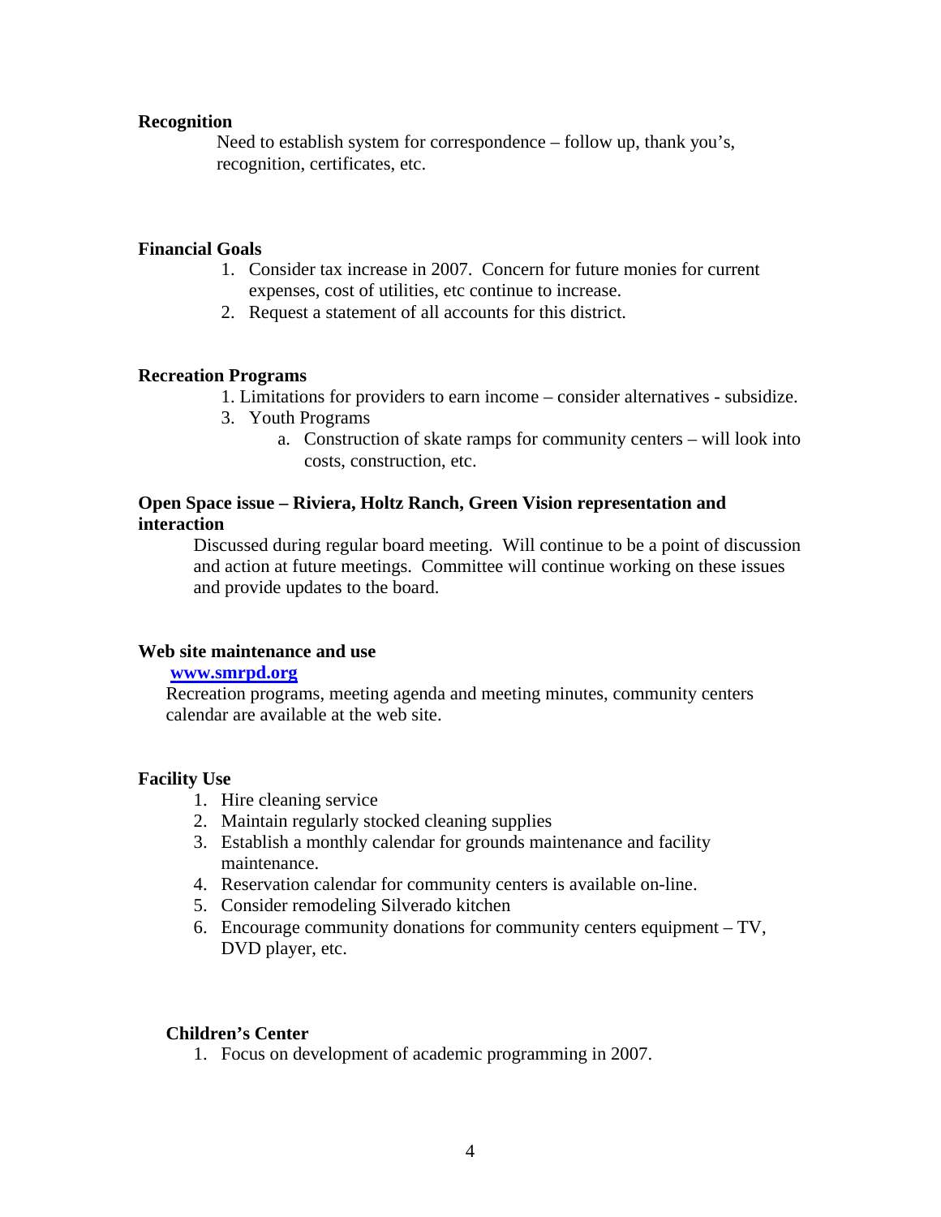**Recognition**

Need to establish system for correspondence – follow up, thank you's, recognition, certificates, etc.

**Financial Goals**

1. Consider tax increase in 2007. Concern for future monies for current expenses, cost of utilities, etc continue to increase.
2. Request a statement of all accounts for this district.

**Recreation Programs**

1. Limitations for providers to earn income – consider alternatives - subsidize.
3. Youth Programs
   a. Construction of skate ramps for community centers – will look into costs, construction, etc.

**Open Space issue – Riviera, Holtz Ranch, Green Vision representation and interaction**

Discussed during regular board meeting. Will continue to be a point of discussion and action at future meetings. Committee will continue working on these issues and provide updates to the board.

**Web site maintenance and use**

[www.smrpd.org](http://www.smrpd.org)

Recreation programs, meeting agenda and meeting minutes, community centers calendar are available at the web site.

**Facility Use**

1. Hire cleaning service
2. Maintain regularly stocked cleaning supplies
3. Establish a monthly calendar for grounds maintenance and facility maintenance.
4. Reservation calendar for community centers is available on-line.
5. Consider remodeling Silverado kitchen
6. Encourage community donations for community centers equipment – TV, DVD player, etc.

**Children's Center**

1. Focus on development of academic programming in 2007.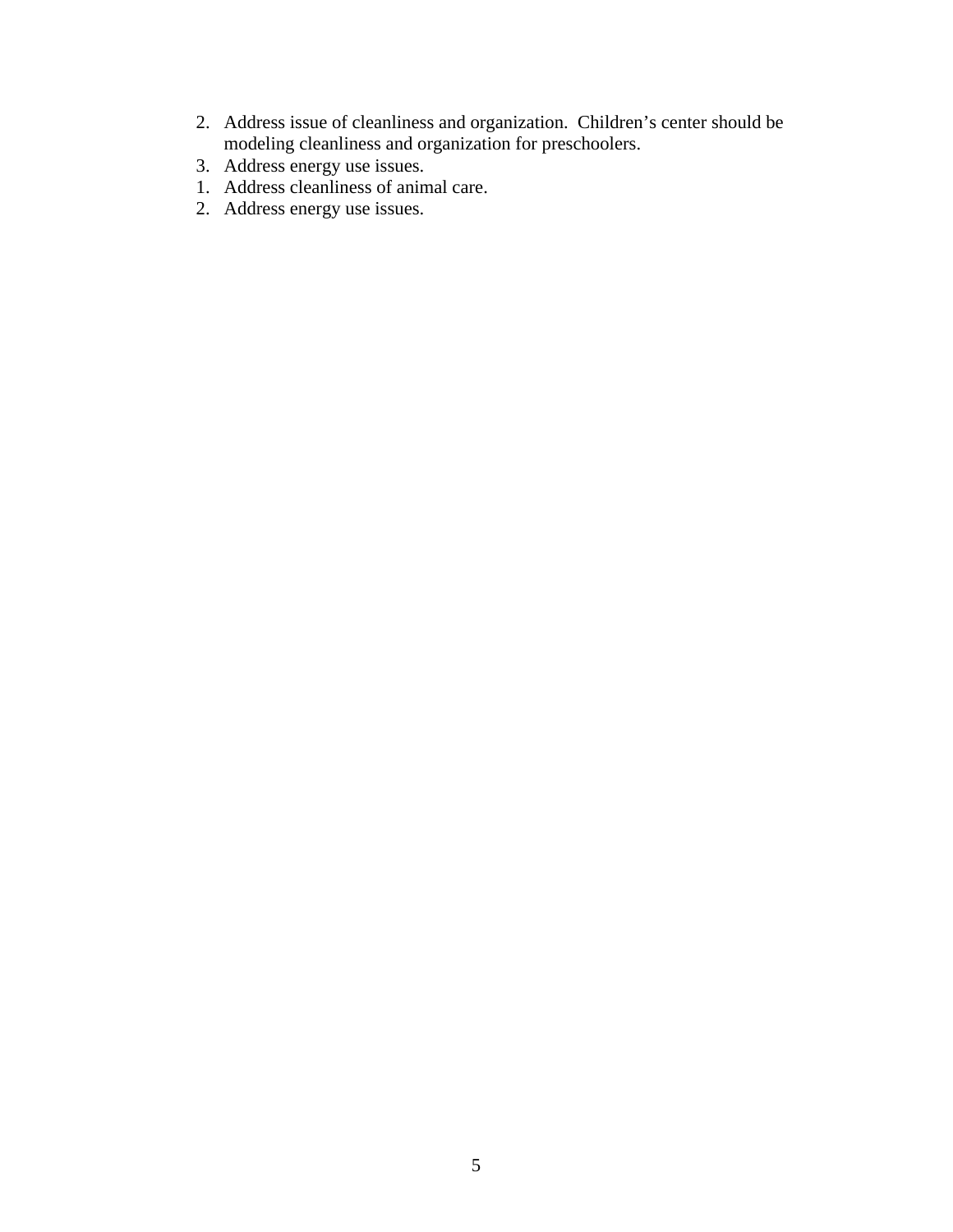2. Address issue of cleanliness and organization.  Children's center should be modeling cleanliness and organization for preschoolers.
3. Address energy use issues.
1. Address cleanliness of animal care.
2. Address energy use issues.